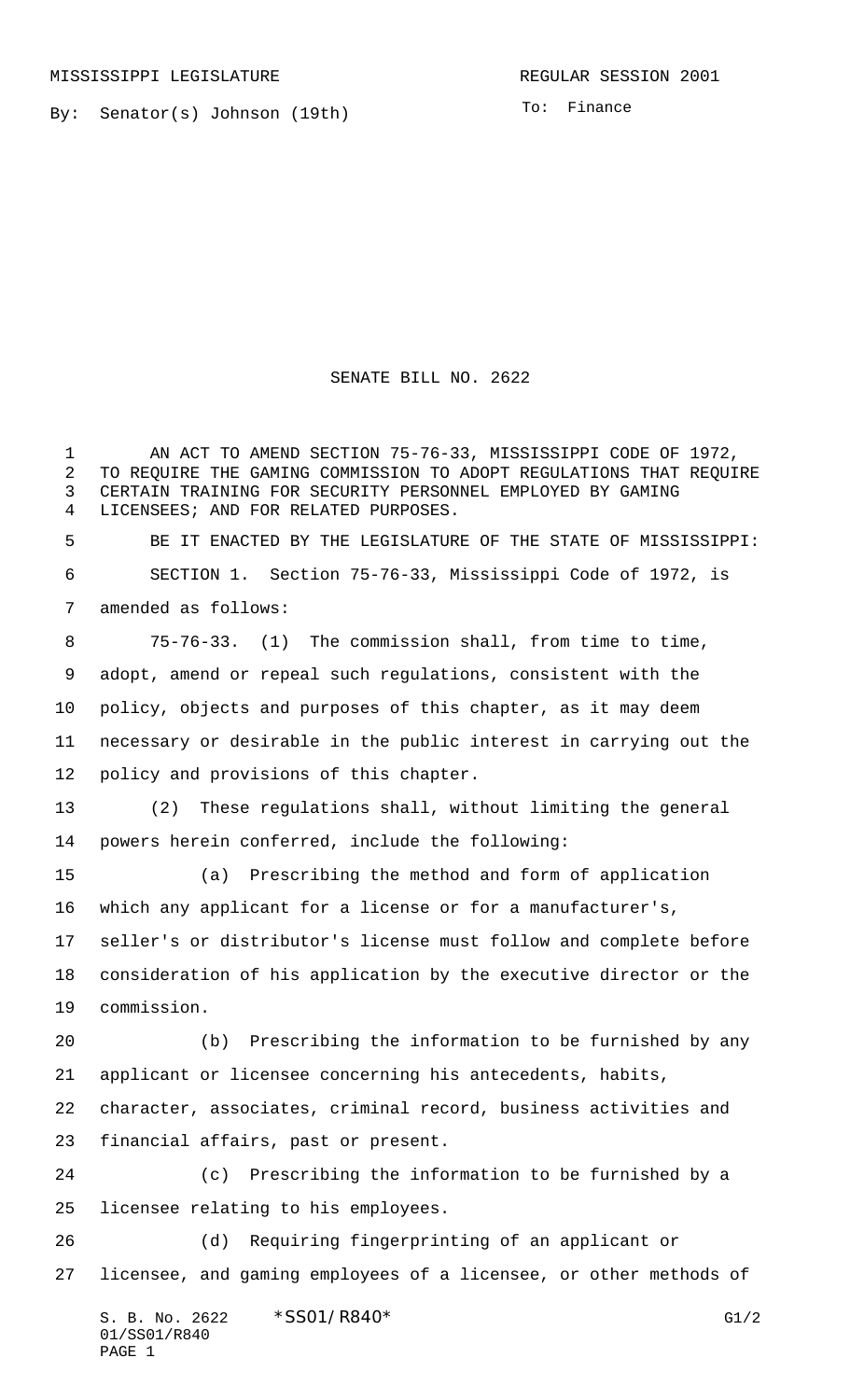MISSISSIPPI LEGISLATURE REGULAR SESSION 2001

By: Senator(s) Johnson (19th)

To: Finance

# SENATE BILL NO. 2622

AN ACT TO AMEND SECTION 75-76-33, MISSISSIPPI CODE OF 1972, TO REQUIRE THE GAMING COMMISSION TO ADOPT REGULATIONS THAT REQUIRE CERTAIN TRAINING FOR SECURITY PERSONNEL EMPLOYED BY GAMING LICENSEES; AND FOR RELATED PURPOSES.

BE IT ENACTED BY THE LEGISLATURE OF THE STATE OF MISSISSIPPI:

SECTION 1. Section 75-76-33, Mississippi Code of 1972, is amended as follows:

75-76-33. (1) The commission shall, from time to time, adopt, amend or repeal such regulations, consistent with the policy, objects and purposes of this chapter, as it may deem necessary or desirable in the public interest in carrying out the policy and provisions of this chapter.

(2) These regulations shall, without limiting the general powers herein conferred, include the following:

(a) Prescribing the method and form of application which any applicant for a license or for a manufacturer's, seller's or distributor's license must follow and complete before consideration of his application by the executive director or the commission.

(b) Prescribing the information to be furnished by any applicant or licensee concerning his antecedents, habits, character, associates, criminal record, business activities and financial affairs, past or present.

(c) Prescribing the information to be furnished by a licensee relating to his employees.

(d) Requiring fingerprinting of an applicant or licensee, and gaming employees of a licensee, or other methods of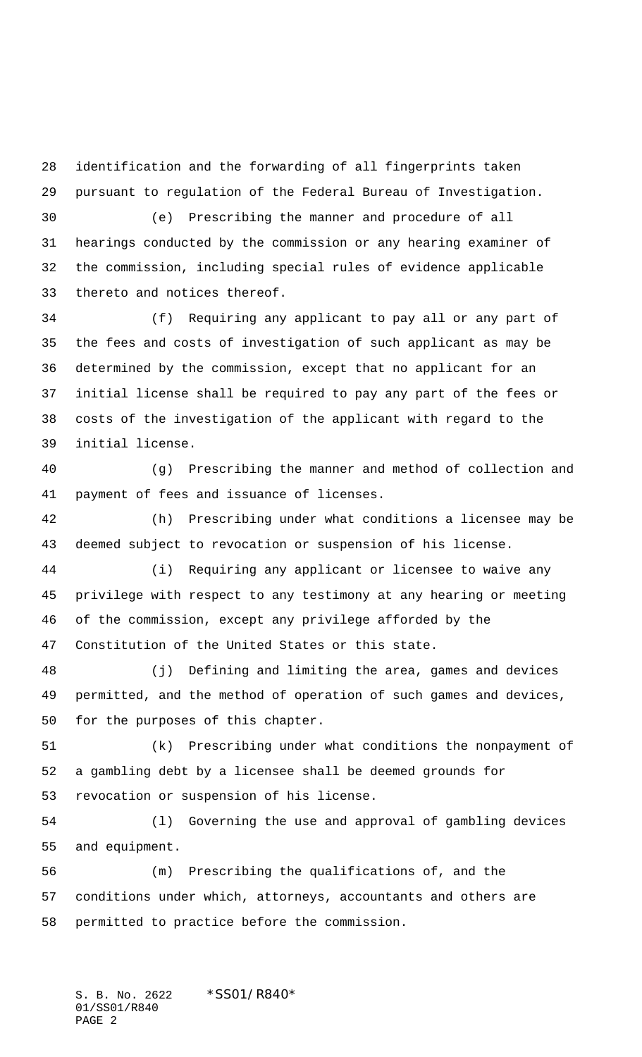identification and the forwarding of all fingerprints taken pursuant to regulation of the Federal Bureau of Investigation.

(e) Prescribing the manner and procedure of all hearings conducted by the commission or any hearing examiner of the commission, including special rules of evidence applicable thereto and notices thereof.

(f) Requiring any applicant to pay all or any part of the fees and costs of investigation of such applicant as may be determined by the commission, except that no applicant for an initial license shall be required to pay any part of the fees or costs of the investigation of the applicant with regard to the initial license.

(g) Prescribing the manner and method of collection and payment of fees and issuance of licenses.

(h) Prescribing under what conditions a licensee may be deemed subject to revocation or suspension of his license.

(i) Requiring any applicant or licensee to waive any privilege with respect to any testimony at any hearing or meeting of the commission, except any privilege afforded by the Constitution of the United States or this state.

(j) Defining and limiting the area, games and devices permitted, and the method of operation of such games and devices, for the purposes of this chapter.

(k) Prescribing under what conditions the nonpayment of a gambling debt by a licensee shall be deemed grounds for revocation or suspension of his license.

(l) Governing the use and approval of gambling devices and equipment.

(m) Prescribing the qualifications of, and the conditions under which, attorneys, accountants and others are permitted to practice before the commission.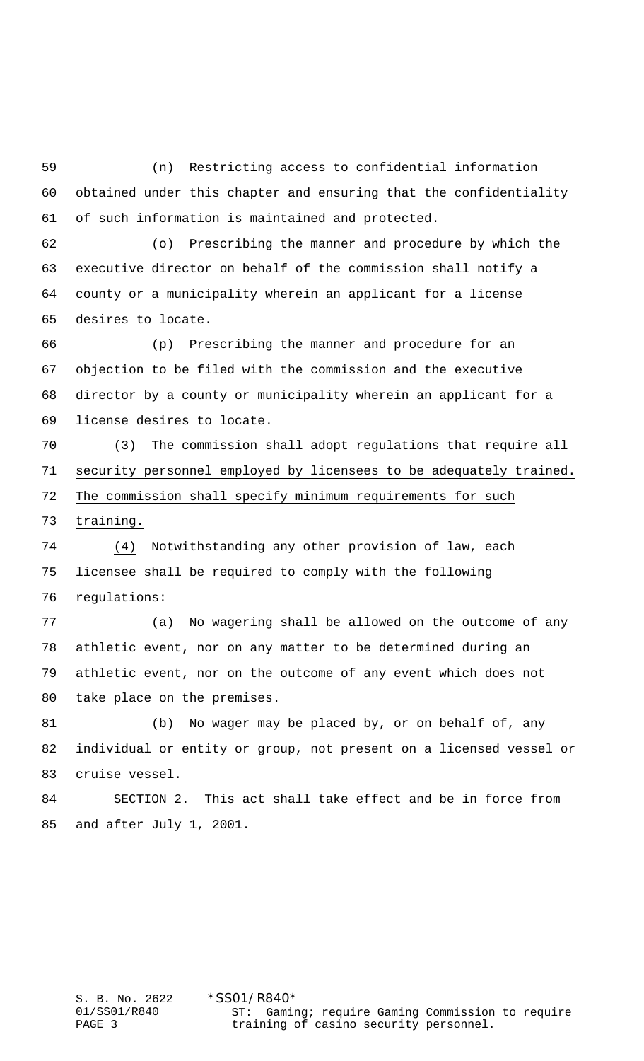(n) Restricting access to confidential information obtained under this chapter and ensuring that the confidentiality of such information is maintained and protected.

(o) Prescribing the manner and procedure by which the executive director on behalf of the commission shall notify a county or a municipality wherein an applicant for a license desires to locate.

(p) Prescribing the manner and procedure for an objection to be filed with the commission and the executive director by a county or municipality wherein an applicant for a license desires to locate.

(3) <u>The commission shall adopt regulations that require all security personnel employed by licensees to be adequately trained. The commission shall specify minimum requirements for such training.</u>

<u>(4)</u> Notwithstanding any other provision of law, each licensee shall be required to comply with the following regulations:

(a) No wagering shall be allowed on the outcome of any athletic event, nor on any matter to be determined during an athletic event, nor on the outcome of any event which does not take place on the premises.

(b) No wager may be placed by, or on behalf of, any individual or entity or group, not present on a licensed vessel or cruise vessel.

SECTION 2. This act shall take effect and be in force from and after July 1, 2001.

ST: Gaming; require Gaming Commission to require training of casino security personnel.